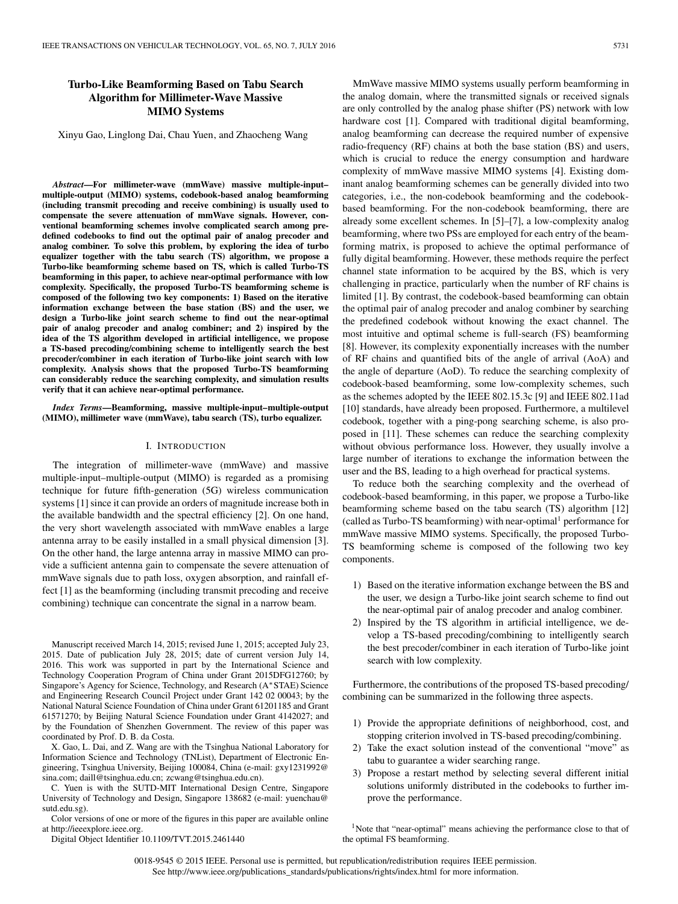# Turbo-Like Beamforming Based on Tabu Search Algorithm for Millimeter-Wave Massive MIMO Systems

Xinyu Gao, Linglong Dai, Chau Yuen, and Zhaocheng Wang

***Abstract*—For millimeter-wave (mmWave) massive multiple-input–multiple-output (MIMO) systems, codebook-based analog beamforming (including transmit precoding and receive combining) is usually used to compensate the severe attenuation of mmWave signals. However, conventional beamforming schemes involve complicated search among predefined codebooks to find out the optimal pair of analog precoder and analog combiner. To solve this problem, by exploring the idea of turbo equalizer together with the tabu search (TS) algorithm, we propose a Turbo-like beamforming scheme based on TS, which is called Turbo-TS beamforming in this paper, to achieve near-optimal performance with low complexity. Specifically, the proposed Turbo-TS beamforming scheme is composed of the following two key components: 1) Based on the iterative information exchange between the base station (BS) and the user, we design a Turbo-like joint search scheme to find out the near-optimal pair of analog precoder and analog combiner; and 2) inspired by the idea of the TS algorithm developed in artificial intelligence, we propose a TS-based precoding/combining scheme to intelligently search the best precoder/combiner in each iteration of Turbo-like joint search with low complexity. Analysis shows that the proposed Turbo-TS beamforming can considerably reduce the searching complexity, and simulation results verify that it can achieve near-optimal performance.**

***Index Terms*—Beamforming, massive multiple-input–multiple-output (MIMO), millimeter wave (mmWave), tabu search (TS), turbo equalizer.**

## I. Introduction

The integration of millimeter-wave (mmWave) and massive multiple-input–multiple-output (MIMO) is regarded as a promising technique for future fifth-generation (5G) wireless communication systems [1] since it can provide an orders of magnitude increase both in the available bandwidth and the spectral efficiency [2]. On one hand, the very short wavelength associated with mmWave enables a large antenna array to be easily installed in a small physical dimension [3]. On the other hand, the large antenna array in massive MIMO can provide a sufficient antenna gain to compensate the severe attenuation of mmWave signals due to path loss, oxygen absorption, and rainfall effect [1] as the beamforming (including transmit precoding and receive combining) technique can concentrate the signal in a narrow beam.

Manuscript received March 14, 2015; revised June 1, 2015; accepted July 23, 2015. Date of publication July 28, 2015; date of current version July 14, 2016. This work was supported in part by the International Science and Technology Cooperation Program of China under Grant 2015DFG12760; by Singapore's Agency for Science, Technology, and Research (A*STAE) Science and Engineering Research Council Project under Grant 142 02 00043; by the National Natural Science Foundation of China under Grant 61201185 and Grant 61571270; by Beijing Natural Science Foundation under Grant 4142027; and by the Foundation of Shenzhen Government. The review of this paper was coordinated by Prof. D. B. da Costa.

X. Gao, L. Dai, and Z. Wang are with the Tsinghua National Laboratory for Information Science and Technology (TNList), Department of Electronic Engineering, Tsinghua University, Beijing 100084, China (e-mail: gxy1231992@sina.com; daill@tsinghua.edu.cn; zcwang@tsinghua.edu.cn).

C. Yuen is with the SUTD-MIT International Design Centre, Singapore University of Technology and Design, Singapore 138682 (e-mail: yuenchau@sutd.edu.sg).

Color versions of one or more of the figures in this paper are available online at http://ieeexplore.ieee.org.

Digital Object Identifier 10.1109/TVT.2015.2461440

MmWave massive MIMO systems usually perform beamforming in the analog domain, where the transmitted signals or received signals are only controlled by the analog phase shifter (PS) network with low hardware cost [1]. Compared with traditional digital beamforming, analog beamforming can decrease the required number of expensive radio-frequency (RF) chains at both the base station (BS) and users, which is crucial to reduce the energy consumption and hardware complexity of mmWave massive MIMO systems [4]. Existing dominant analog beamforming schemes can be generally divided into two categories, i.e., the non-codebook beamforming and the codebook-based beamforming. For the non-codebook beamforming, there are already some excellent schemes. In [5]–[7], a low-complexity analog beamforming, where two PSs are employed for each entry of the beamforming matrix, is proposed to achieve the optimal performance of fully digital beamforming. However, these methods require the perfect channel state information to be acquired by the BS, which is very challenging in practice, particularly when the number of RF chains is limited [1]. By contrast, the codebook-based beamforming can obtain the optimal pair of analog precoder and analog combiner by searching the predefined codebook without knowing the exact channel. The most intuitive and optimal scheme is full-search (FS) beamforming [8]. However, its complexity exponentially increases with the number of RF chains and quantified bits of the angle of arrival (AoA) and the angle of departure (AoD). To reduce the searching complexity of codebook-based beamforming, some low-complexity schemes, such as the schemes adopted by the IEEE 802.15.3c [9] and IEEE 802.11ad [10] standards, have already been proposed. Furthermore, a multilevel codebook, together with a ping-pong searching scheme, is also proposed in [11]. These schemes can reduce the searching complexity without obvious performance loss. However, they usually involve a large number of iterations to exchange the information between the user and the BS, leading to a high overhead for practical systems.

To reduce both the searching complexity and the overhead of codebook-based beamforming, in this paper, we propose a Turbo-like beamforming scheme based on the tabu search (TS) algorithm [12] (called as Turbo-TS beamforming) with near-optimal[1] performance for mmWave massive MIMO systems. Specifically, the proposed Turbo-TS beamforming scheme is composed of the following two key components.

1) Based on the iterative information exchange between the BS and the user, we design a Turbo-like joint search scheme to find out the near-optimal pair of analog precoder and analog combiner.
2) Inspired by the TS algorithm in artificial intelligence, we develop a TS-based precoding/combining to intelligently search the best precoder/combiner in each iteration of Turbo-like joint search with low complexity.

Furthermore, the contributions of the proposed TS-based precoding/combining can be summarized in the following three aspects.

1) Provide the appropriate definitions of neighborhood, cost, and stopping criterion involved in TS-based precoding/combining.
2) Take the exact solution instead of the conventional "move" as tabu to guarantee a wider searching range.
3) Propose a restart method by selecting several different initial solutions uniformly distributed in the codebooks to further improve the performance.

[1]Note that "near-optimal" means achieving the performance close to that of the optimal FS beamforming.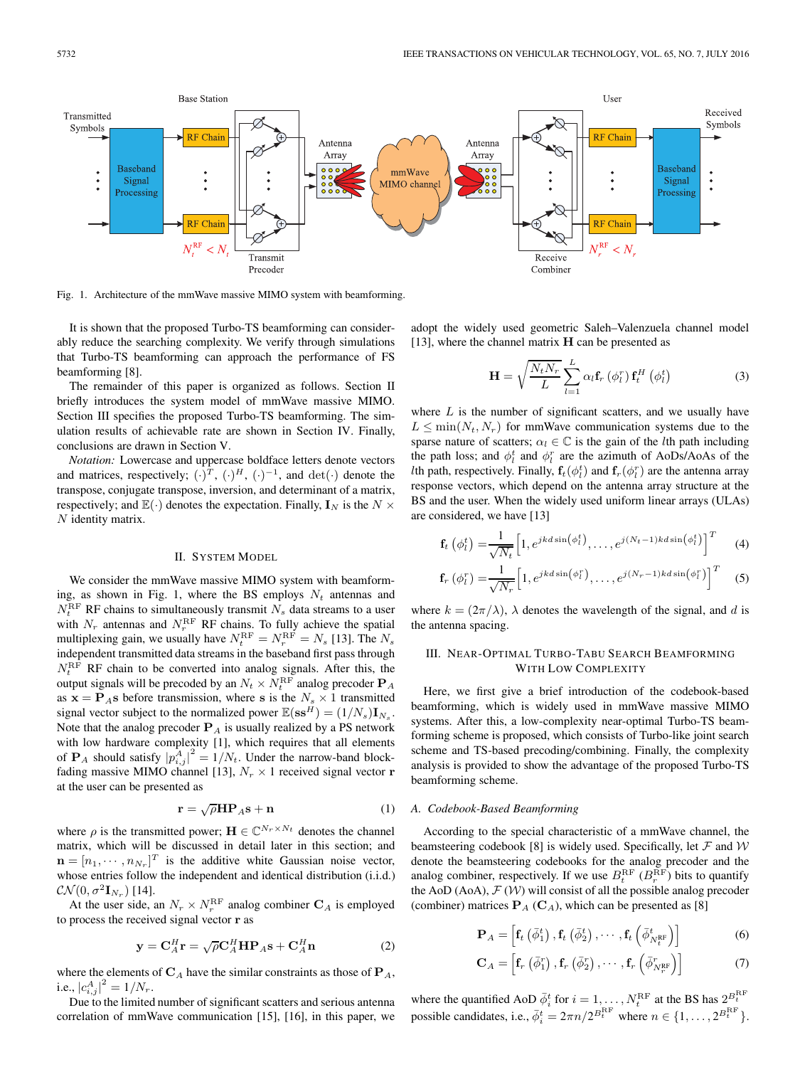Fig. 1. Architecture of the mmWave massive MIMO system with beamforming.

It is shown that the proposed Turbo-TS beamforming can considerably reduce the searching complexity. We verify through simulations that Turbo-TS beamforming can approach the performance of FS beamforming [8].

The remainder of this paper is organized as follows. Section II briefly introduces the system model of mmWave massive MIMO. Section III specifies the proposed Turbo-TS beamforming. The simulation results of achievable rate are shown in Section IV. Finally, conclusions are drawn in Section V.

*Notation:* Lowercase and uppercase boldface letters denote vectors and matrices, respectively; $(\cdot)^T$, $(\cdot)^H$, $(\cdot)^{-1}$, and $\det(\cdot)$ denote the transpose, conjugate transpose, inversion, and determinant of a matrix, respectively; and $\mathbb{E}(\cdot)$ denotes the expectation. Finally, $\mathbf{I}_N$ is the $N \times N$ identity matrix.

## II. System Model

We consider the mmWave massive MIMO system with beamforming, as shown in Fig. 1, where the BS employs $N_t$ antennas and $N_t^{\text{RF}}$ RF chains to simultaneously transmit $N_s$ data streams to a user with $N_r$ antennas and $N_r^{\text{RF}}$ RF chains. To fully achieve the spatial multiplexing gain, we usually have $N_t^{\text{RF}} = N_r^{\text{RF}} = N_s$ [13]. The $N_s$ independent transmitted data streams in the baseband first pass through $N_t^{\text{RF}}$ RF chain to be converted into analog signals. After this, the output signals will be precoded by an $N_t \times N_t^{\text{RF}}$ analog precoder $\mathbf{P}_A$ as $\mathbf{x} = \mathbf{P}_A \mathbf{s}$ before transmission, where $\mathbf{s}$ is the $N_s \times 1$ transmitted signal vector subject to the normalized power $\mathbb{E}(\mathbf{s}\mathbf{s}^H) = (1/N_s)\mathbf{I}_{N_s}$. Note that the analog precoder $\mathbf{P}_A$ is usually realized by a PS network with low hardware complexity [1], which requires that all elements of $\mathbf{P}_A$ should satisfy $|p_{i,j}^A|^2 = 1/N_t$. Under the narrow-band block-fading massive MIMO channel [13], $N_r \times 1$ received signal vector $\mathbf{r}$ at the user can be presented as

$$\mathbf{r} = \sqrt{\rho}\mathbf{H}\mathbf{P}_A\mathbf{s} + \mathbf{n} \tag{1}$$

where $\rho$ is the transmitted power; $\mathbf{H} \in \mathbb{C}^{N_r \times N_t}$ denotes the channel matrix, which will be discussed in detail later in this section; and $\mathbf{n} = [n_1, \cdots, n_{N_r}]^T$ is the additive white Gaussian noise vector, whose entries follow the independent and identical distribution (i.i.d.) $\mathcal{CN}(0, \sigma^2 \mathbf{I}_{N_r})$ [14].

At the user side, an $N_r \times N_r^{\text{RF}}$ analog combiner $\mathbf{C}_A$ is employed to process the received signal vector $\mathbf{r}$ as

$$\mathbf{y} = \mathbf{C}_A^H \mathbf{r} = \sqrt{\rho}\mathbf{C}_A^H \mathbf{H}\mathbf{P}_A \mathbf{s} + \mathbf{C}_A^H \mathbf{n} \tag{2}$$

where the elements of $\mathbf{C}_A$ have the similar constraints as those of $\mathbf{P}_A$, i.e., $|c_{i,j}^A|^2 = 1/N_r$.

Due to the limited number of significant scatters and serious antenna correlation of mmWave communication [15], [16], in this paper, we adopt the widely used geometric Saleh–Valenzuela channel model [13], where the channel matrix $\mathbf{H}$ can be presented as

$$\mathbf{H} = \sqrt{\frac{N_t N_r}{L}} \sum_{l=1}^{L} \alpha_l \mathbf{f}_r\left(\phi_l^r\right) \mathbf{f}_t^H\left(\phi_l^t\right) \tag{3}$$

where $L$ is the number of significant scatters, and we usually have $L \leq \min(N_t, N_r)$ for mmWave communication systems due to the sparse nature of scatters; $\alpha_l \in \mathbb{C}$ is the gain of the $l$th path including the path loss; and $\phi_l^t$ and $\phi_l^r$ are the azimuth of AoDs/AoAs of the $l$th path, respectively. Finally, $\mathbf{f}_t(\phi_l^t)$ and $\mathbf{f}_r(\phi_l^r)$ are the antenna array response vectors, which depend on the antenna array structure at the BS and the user. When the widely used uniform linear arrays (ULAs) are considered, we have [13]

$$\mathbf{f}_t\left(\phi_l^t\right) = \frac{1}{\sqrt{N_t}}\left[1, e^{jkd\sin\left(\phi_l^t\right)}, \ldots, e^{j(N_t-1)kd\sin\left(\phi_l^t\right)}\right]^T \tag{4}$$

$$\mathbf{f}_r\left(\phi_l^r\right) = \frac{1}{\sqrt{N_r}}\left[1, e^{jkd\sin\left(\phi_l^r\right)}, \ldots, e^{j(N_r-1)kd\sin\left(\phi_l^r\right)}\right]^T \tag{5}$$

where $k = (2\pi/\lambda)$, $\lambda$ denotes the wavelength of the signal, and $d$ is the antenna spacing.

## III. Near-Optimal Turbo-Tabu Search Beamforming With Low Complexity

Here, we first give a brief introduction of the codebook-based beamforming, which is widely used in mmWave massive MIMO systems. After this, a low-complexity near-optimal Turbo-TS beamforming scheme is proposed, which consists of Turbo-like joint search scheme and TS-based precoding/combining. Finally, the complexity analysis is provided to show the advantage of the proposed Turbo-TS beamforming scheme.

### A. Codebook-Based Beamforming

According to the special characteristic of a mmWave channel, the beamsteering codebook [8] is widely used. Specifically, let $\mathcal{F}$ and $\mathcal{W}$ denote the beamsteering codebooks for the analog precoder and the analog combiner, respectively. If we use $B_t^{\text{RF}}$ ($B_r^{\text{RF}}$) bits to quantify the AoD (AoA), $\mathcal{F}$ ($\mathcal{W}$) will consist of all the possible analog precoder (combiner) matrices $\mathbf{P}_A$ ($\mathbf{C}_A$), which can be presented as [8]

$$\mathbf{P}_A = \left[\mathbf{f}_t\left(\bar{\phi}_1^t\right), \mathbf{f}_t\left(\bar{\phi}_2^t\right), \cdots, \mathbf{f}_t\left(\bar{\phi}_{N_t^{\text{RF}}}^t\right)\right] \tag{6}$$

$$\mathbf{C}_A = \left[\mathbf{f}_r\left(\bar{\phi}_1^r\right), \mathbf{f}_r\left(\bar{\phi}_2^r\right), \cdots, \mathbf{f}_r\left(\bar{\phi}_{N_r^{\text{RF}}}^r\right)\right] \tag{7}$$

where the quantified AoD $\bar{\phi}_i^t$ for $i = 1, \ldots, N_t^{\text{RF}}$ at the BS has $2^{B_t^{\text{RF}}}$ possible candidates, i.e., $\bar{\phi}_i^t = 2\pi n / 2^{B_t^{\text{RF}}}$ where $n \in \{1, \ldots, 2^{B_t^{\text{RF}}}\}$.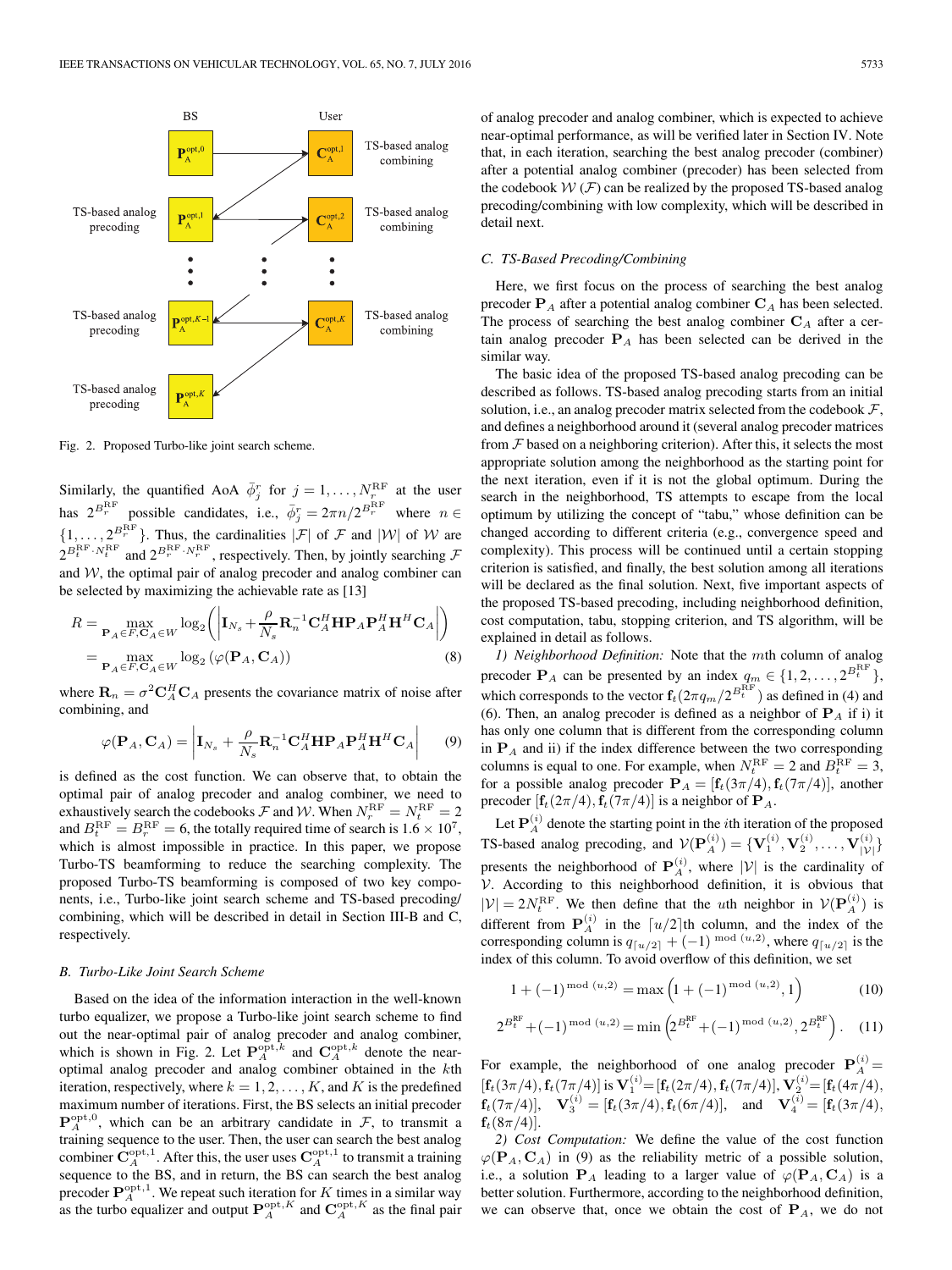Fig. 2. Proposed Turbo-like joint search scheme.

Similarly, the quantified AoA $\bar{\phi}_j^r$ for $j = 1, \ldots, N_r^{\rm RF}$ at the user has $2^{B_r^{\rm RF}}$ possible candidates, i.e., $\bar{\phi}_j^r = 2\pi n / 2^{B_r^{\rm RF}}$ where $n \in \{1, \ldots, 2^{B_r^{\rm RF}}\}$. Thus, the cardinalities $|\mathcal{F}|$ of $\mathcal{F}$ and $|\mathcal{W}|$ of $\mathcal{W}$ are $2^{B_t^{\rm RF} \cdot N_t^{\rm RF}}$ and $2^{B_r^{\rm RF} \cdot N_r^{\rm RF}}$, respectively. Then, by jointly searching $\mathcal{F}$ and $\mathcal{W}$, the optimal pair of analog precoder and analog combiner can be selected by maximizing the achievable rate as [13]

$$R = \max_{\mathbf{P}_A \in F, \mathbf{C}_A \in W} \log_2 \left( \left| \mathbf{I}_{N_s} + \frac{\rho}{N_s} \mathbf{R}_n^{-1} \mathbf{C}_A^H \mathbf{H} \mathbf{P}_A \mathbf{P}_A^H \mathbf{H}^H \mathbf{C}_A \right| \right)$$
$$= \max_{\mathbf{P}_A \in F, \mathbf{C}_A \in W} \log_2 \left( \varphi(\mathbf{P}_A, \mathbf{C}_A) \right) \quad (8)$$

where $\mathbf{R}_n = \sigma^2 \mathbf{C}_A^H \mathbf{C}_A$ presents the covariance matrix of noise after combining, and

$$\varphi(\mathbf{P}_A, \mathbf{C}_A) = \left| \mathbf{I}_{N_s} + \frac{\rho}{N_s} \mathbf{R}_n^{-1} \mathbf{C}_A^H \mathbf{H} \mathbf{P}_A \mathbf{P}_A^H \mathbf{H}^H \mathbf{C}_A \right| \quad (9)$$

is defined as the cost function. We can observe that, to obtain the optimal pair of analog precoder and analog combiner, we need to exhaustively search the codebooks $\mathcal{F}$ and $\mathcal{W}$. When $N_r^{\rm RF} = N_t^{\rm RF} = 2$ and $B_t^{\rm RF} = B_r^{\rm RF} = 6$, the totally required time of search is $1.6 \times 10^7$, which is almost impossible in practice. In this paper, we propose Turbo-TS beamforming to reduce the searching complexity. The proposed Turbo-TS beamforming is composed of two key components, i.e., Turbo-like joint search scheme and TS-based precoding/combining, which will be described in detail in Section III-B and C, respectively.

### B. Turbo-Like Joint Search Scheme

Based on the idea of the information interaction in the well-known turbo equalizer, we propose a Turbo-like joint search scheme to find out the near-optimal pair of analog precoder and analog combiner, which is shown in Fig. 2. Let $\mathbf{P}_A^{{\rm opt},k}$ and $\mathbf{C}_A^{{\rm opt},k}$ denote the near-optimal analog precoder and analog combiner obtained in the $k$th iteration, respectively, where $k = 1, 2, \ldots, K$, and $K$ is the predefined maximum number of iterations. First, the BS selects an initial precoder $\mathbf{P}_A^{{\rm opt},0}$, which can be an arbitrary candidate in $\mathcal{F}$, to transmit a training sequence to the user. Then, the user can search the best analog combiner $\mathbf{C}_A^{{\rm opt},1}$. After this, the user uses $\mathbf{C}_A^{{\rm opt},1}$ to transmit a training sequence to the BS, and in return, the BS can search the best analog precoder $\mathbf{P}_A^{{\rm opt},1}$. We repeat such iteration for $K$ times in a similar way as the turbo equalizer and output $\mathbf{P}_A^{{\rm opt},K}$ and $\mathbf{C}_A^{{\rm opt},K}$ as the final pair of analog precoder and analog combiner, which is expected to achieve near-optimal performance, as will be verified later in Section IV. Note that, in each iteration, searching the best analog precoder (combiner) after a potential analog combiner (precoder) has been selected from the codebook $\mathcal{W}$ ($\mathcal{F}$) can be realized by the proposed TS-based analog precoding/combining with low complexity, which will be described in detail next.

### C. TS-Based Precoding/Combining

Here, we first focus on the process of searching the best analog precoder $\mathbf{P}_A$ after a potential analog combiner $\mathbf{C}_A$ has been selected. The process of searching the best analog combiner $\mathbf{C}_A$ after a certain analog precoder $\mathbf{P}_A$ has been selected can be derived in the similar way.

The basic idea of the proposed TS-based analog precoding can be described as follows. TS-based analog precoding starts from an initial solution, i.e., an analog precoder matrix selected from the codebook $\mathcal{F}$, and defines a neighborhood around it (several analog precoder matrices from $\mathcal{F}$ based on a neighboring criterion). After this, it selects the most appropriate solution among the neighborhood as the starting point for the next iteration, even if it is not the global optimum. During the search in the neighborhood, TS attempts to escape from the local optimum by utilizing the concept of "tabu," whose definition can be changed according to different criteria (e.g., convergence speed and complexity). This process will be continued until a certain stopping criterion is satisfied, and finally, the best solution among all iterations will be declared as the final solution. Next, five important aspects of the proposed TS-based precoding, including neighborhood definition, cost computation, tabu, stopping criterion, and TS algorithm, will be explained in detail as follows.

*1) Neighborhood Definition:* Note that the $m$th column of analog precoder $\mathbf{P}_A$ can be presented by an index $q_m \in \{1, 2, \ldots, 2^{B_t^{\rm RF}}\}$, which corresponds to the vector $\mathbf{f}_t(2\pi q_m / 2^{B_t^{\rm RF}})$ as defined in (4) and (6). Then, an analog precoder is defined as a neighbor of $\mathbf{P}_A$ if i) it has only one column that is different from the corresponding column in $\mathbf{P}_A$ and ii) if the index difference between the two corresponding columns is equal to one. For example, when $N_t^{\rm RF} = 2$ and $B_t^{\rm RF} = 3$, for a possible analog precoder $\mathbf{P}_A = [\mathbf{f}_t(3\pi/4), \mathbf{f}_t(7\pi/4)]$, another precoder $[\mathbf{f}_t(2\pi/4), \mathbf{f}_t(7\pi/4)]$ is a neighbor of $\mathbf{P}_A$.

Let $\mathbf{P}_A^{(i)}$ denote the starting point in the $i$th iteration of the proposed TS-based analog precoding, and $\mathcal{V}(\mathbf{P}_A^{(i)}) = \{\mathbf{V}_1^{(i)}, \mathbf{V}_2^{(i)}, \ldots, \mathbf{V}_{|\mathcal{V}|}^{(i)}\}$ presents the neighborhood of $\mathbf{P}_A^{(i)}$, where $|\mathcal{V}|$ is the cardinality of $\mathcal{V}$. According to this neighborhood definition, it is obvious that $|\mathcal{V}| = 2N_t^{\rm RF}$. We then define that the $u$th neighbor in $\mathcal{V}(\mathbf{P}_A^{(i)})$ is different from $\mathbf{P}_A^{(i)}$ in the $\lceil u/2 \rceil$th column, and the index of the corresponding column is $q_{\lceil u/2 \rceil} + (-1)^{\bmod (u,2)}$, where $q_{\lceil u/2 \rceil}$ is the index of this column. To avoid overflow of this definition, we set

$$1 + (-1)^{\bmod (u,2)} = \max \left( 1 + (-1)^{\bmod (u,2)}, 1 \right) \quad (10)$$

$$2^{B_t^{\rm RF}} + (-1)^{\bmod (u,2)} = \min \left( 2^{B_t^{\rm RF}} + (-1)^{\bmod (u,2)}, 2^{B_t^{\rm RF}} \right). \quad (11)$$

For example, the neighborhood of one analog precoder $\mathbf{P}_A^{(i)} = [\mathbf{f}_t(3\pi/4), \mathbf{f}_t(7\pi/4)]$ is $\mathbf{V}_1^{(i)} = [\mathbf{f}_t(2\pi/4), \mathbf{f}_t(7\pi/4)]$, $\mathbf{V}_2^{(i)} = [\mathbf{f}_t(4\pi/4), \mathbf{f}_t(7\pi/4)]$, $\mathbf{V}_3^{(i)} = [\mathbf{f}_t(3\pi/4), \mathbf{f}_t(6\pi/4)]$, and $\mathbf{V}_4^{(i)} = [\mathbf{f}_t(3\pi/4), \mathbf{f}_t(8\pi/4)]$.

*2) Cost Computation:* We define the value of the cost function $\varphi(\mathbf{P}_A, \mathbf{C}_A)$ in (9) as the reliability metric of a possible solution, i.e., a solution $\mathbf{P}_A$ leading to a larger value of $\varphi(\mathbf{P}_A, \mathbf{C}_A)$ is a better solution. Furthermore, according to the neighborhood definition, we can observe that, once we obtain the cost of $\mathbf{P}_A$, we do not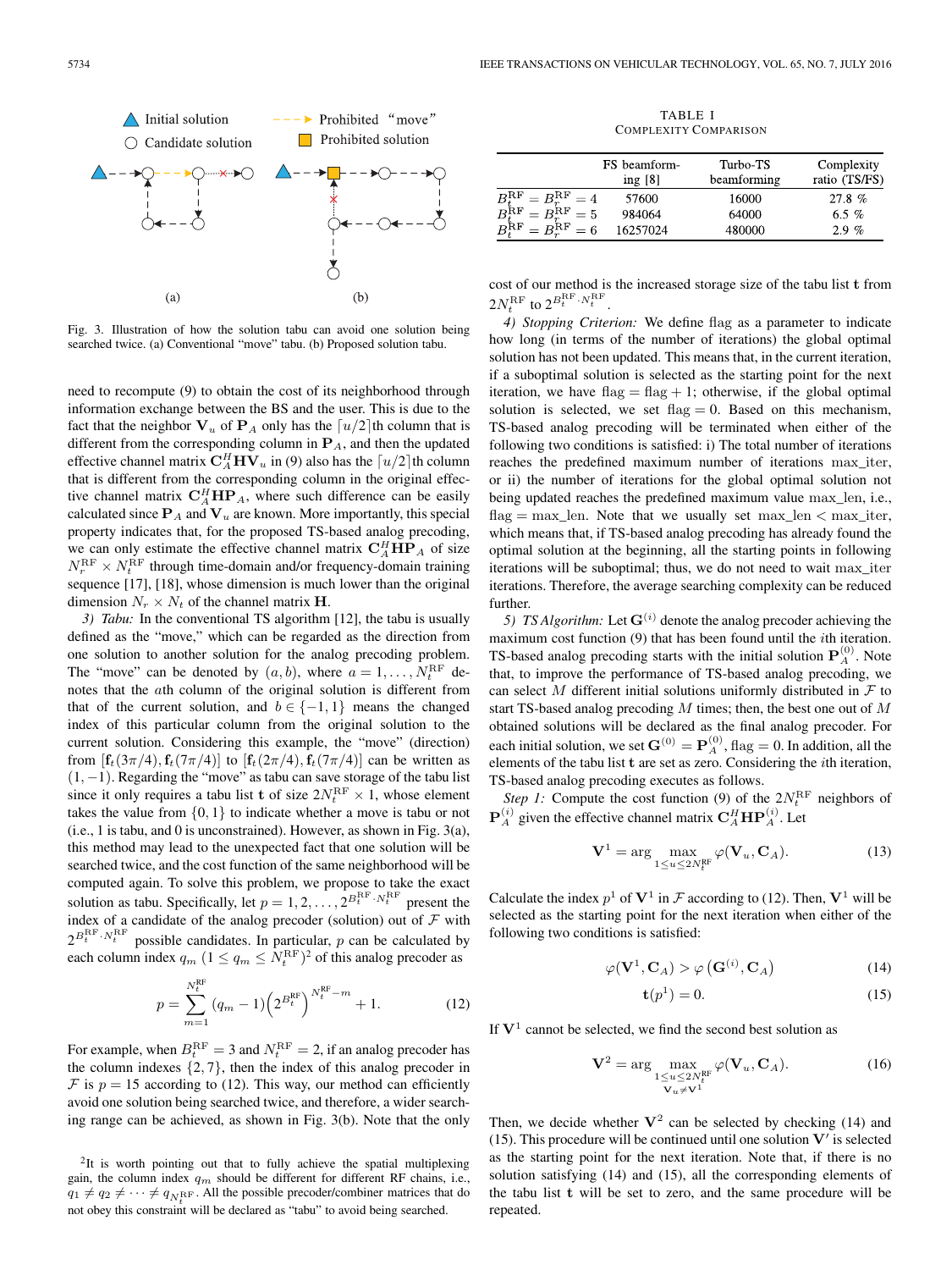Fig. 3. Illustration of how the solution tabu can avoid one solution being searched twice. (a) Conventional "move" tabu. (b) Proposed solution tabu.

need to recompute (9) to obtain the cost of its neighborhood through information exchange between the BS and the user. This is due to the fact that the neighbor $\mathbf{V}_u$ of $\mathbf{P}_A$ only has the $\lceil u/2 \rceil$th column that is different from the corresponding column in $\mathbf{P}_A$, and then the updated effective channel matrix $\mathbf{C}_A^H \mathbf{H} \mathbf{V}_u$ in (9) also has the $\lceil u/2 \rceil$th column that is different from the corresponding column in the original effective channel matrix $\mathbf{C}_A^H \mathbf{H} \mathbf{P}_A$, where such difference can be easily calculated since $\mathbf{P}_A$ and $\mathbf{V}_u$ are known. More importantly, this special property indicates that, for the proposed TS-based analog precoding, we can only estimate the effective channel matrix $\mathbf{C}_A^H \mathbf{H} \mathbf{P}_A$ of size $N_r^{\mathrm{RF}} \times N_t^{\mathrm{RF}}$ through time-domain and/or frequency-domain training sequence [17], [18], whose dimension is much lower than the original dimension $N_r \times N_t$ of the channel matrix $\mathbf{H}$.

*3) Tabu:* In the conventional TS algorithm [12], the tabu is usually defined as the "move," which can be regarded as the direction from one solution to another solution for the analog precoding problem. The "move" can be denoted by $(a, b)$, where $a = 1, \ldots, N_t^{\mathrm{RF}}$ denotes that the $a$th column of the original solution is different from that of the current solution, and $b \in \{-1, 1\}$ means the changed index of this particular column from the original solution to the current solution. Considering this example, the "move" (direction) from $[\mathbf{f}_t(3\pi/4), \mathbf{f}_t(7\pi/4)]$ to $[\mathbf{f}_t(2\pi/4), \mathbf{f}_t(7\pi/4)]$ can be written as $(1, -1)$. Regarding the "move" as tabu can save storage of the tabu list since it only requires a tabu list $\mathbf{t}$ of size $2N_t^{\mathrm{RF}} \times 1$, whose element takes the value from $\{0, 1\}$ to indicate whether a move is tabu or not (i.e., 1 is tabu, and 0 is unconstrained). However, as shown in Fig. 3(a), this method may lead to the unexpected fact that one solution will be searched twice, and the cost function of the same neighborhood will be computed again. To solve this problem, we propose to take the exact solution as tabu. Specifically, let $p = 1, 2, \ldots, 2^{B_t^{\mathrm{RF}} \cdot N_t^{\mathrm{RF}}}$ present the index of a candidate of the analog precoder (solution) out of $\mathcal{F}$ with $2^{B_t^{\mathrm{RF}} \cdot N_t^{\mathrm{RF}}}$ possible candidates. In particular, $p$ can be calculated by each column index $q_m$ $(1 \leq q_m \leq N_t^{\mathrm{RF}})$[2] of this analog precoder as

$$p = \sum_{m=1}^{N_t^{\mathrm{RF}}} (q_m - 1) \left(2^{B_t^{\mathrm{RF}}}\right)^{N_t^{\mathrm{RF}} - m} + 1. \tag{12}$$

For example, when $B_t^{\mathrm{RF}} = 3$ and $N_t^{\mathrm{RF}} = 2$, if an analog precoder has the column indexes $\{2, 7\}$, then the index of this analog precoder in $\mathcal{F}$ is $p = 15$ according to (12). This way, our method can efficiently avoid one solution being searched twice, and therefore, a wider searching range can be achieved, as shown in Fig. 3(b). Note that the only cost of our method is the increased storage size of the tabu list $\mathbf{t}$ from $2N_t^{\mathrm{RF}}$ to $2^{B_t^{\mathrm{RF}} \cdot N_t^{\mathrm{RF}}}$.

[2] It is worth pointing out that to fully achieve the spatial multiplexing gain, the column index $q_m$ should be different for different RF chains, i.e., $q_1 \neq q_2 \neq \cdots \neq q_{N_t^{\mathrm{RF}}}$. All the possible precoder/combiner matrices that do not obey this constraint will be declared as "tabu" to avoid being searched.

TABLE I
COMPLEXITY COMPARISON

| | FS beamforming [8] | Turbo-TS beamforming | Complexity ratio (TS/FS) |
|---|---|---|---|
| $B_t^{\mathrm{RF}} = B_r^{\mathrm{RF}} = 4$ | 57600 | 16000 | 27.8 % |
| $B_t^{\mathrm{RF}} = B_r^{\mathrm{RF}} = 5$ | 984064 | 64000 | 6.5 % |
| $B_t^{\mathrm{RF}} = B_r^{\mathrm{RF}} = 6$ | 16257024 | 480000 | 2.9 % |

*4) Stopping Criterion:* We define flag as a parameter to indicate how long (in terms of the number of iterations) the global optimal solution has not been updated. This means that, in the current iteration, if a suboptimal solution is selected as the starting point for the next iteration, we have $\mathrm{flag} = \mathrm{flag} + 1$; otherwise, if the global optimal solution is selected, we set $\mathrm{flag} = 0$. Based on this mechanism, TS-based analog precoding will be terminated when either of the following two conditions is satisfied: i) The total number of iterations reaches the predefined maximum number of iterations max_iter, or ii) the number of iterations for the global optimal solution not being updated reaches the predefined maximum value max_len, i.e., $\mathrm{flag} = \mathrm{max\_len}$. Note that we usually set $\mathrm{max\_len} < \mathrm{max\_iter}$, which means that, if TS-based analog precoding has already found the optimal solution at the beginning, all the starting points in following iterations will be suboptimal; thus, we do not need to wait max_iter iterations. Therefore, the average searching complexity can be reduced further.

*5) TS Algorithm:* Let $\mathbf{G}^{(i)}$ denote the analog precoder achieving the maximum cost function (9) that has been found until the $i$th iteration. TS-based analog precoding starts with the initial solution $\mathbf{P}_A^{(0)}$. Note that, to improve the performance of TS-based analog precoding, we can select $M$ different initial solutions uniformly distributed in $\mathcal{F}$ to start TS-based analog precoding $M$ times; then, the best one out of $M$ obtained solutions will be declared as the final analog precoder. For each initial solution, we set $\mathbf{G}^{(0)} = \mathbf{P}_A^{(0)}$, $\mathrm{flag} = 0$. In addition, all the elements of the tabu list $\mathbf{t}$ are set as zero. Considering the $i$th iteration, TS-based analog precoding executes as follows.

*Step 1:* Compute the cost function (9) of the $2N_t^{\mathrm{RF}}$ neighbors of $\mathbf{P}_A^{(i)}$ given the effective channel matrix $\mathbf{C}_A^H \mathbf{H} \mathbf{P}_A^{(i)}$. Let

$$\mathbf{V}^1 = \arg \max_{1 \leq u \leq 2N_t^{\mathrm{RF}}} \varphi(\mathbf{V}_u, \mathbf{C}_A). \tag{13}$$

Calculate the index $p^1$ of $\mathbf{V}^1$ in $\mathcal{F}$ according to (12). Then, $\mathbf{V}^1$ will be selected as the starting point for the next iteration when either of the following two conditions is satisfied:

$$\varphi(\mathbf{V}^1, \mathbf{C}_A) > \varphi\left(\mathbf{G}^{(i)}, \mathbf{C}_A\right) \tag{14}$$

$$\mathbf{t}(p^1) = 0. \tag{15}$$

If $\mathbf{V}^1$ cannot be selected, we find the second best solution as

$$\mathbf{V}^2 = \arg \max_{\substack{1 \leq u \leq 2N_t^{\mathrm{RF}} \\ \mathbf{V}_u \neq \mathbf{V}^1}} \varphi(\mathbf{V}_u, \mathbf{C}_A). \tag{16}$$

Then, we decide whether $\mathbf{V}^2$ can be selected by checking (14) and (15). This procedure will be continued until one solution $\mathbf{V}'$ is selected as the starting point for the next iteration. Note that, if there is no solution satisfying (14) and (15), all the corresponding elements of the tabu list $\mathbf{t}$ will be set to zero, and the same procedure will be repeated.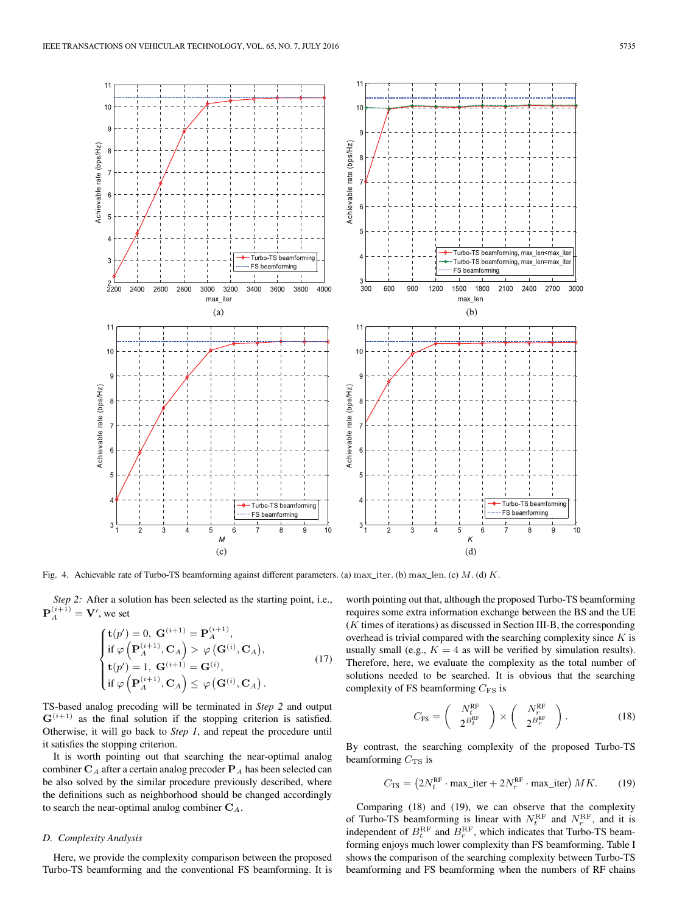Fig. 4. Achievable rate of Turbo-TS beamforming against different parameters. (a) max_iter. (b) max_len. (c) $M$. (d) $K$.

*Step 2:* After a solution has been selected as the starting point, i.e., $\mathbf{P}_A^{(i+1)} = \mathbf{V}'$, we set

$$\begin{cases} \mathbf{t}(p') = 0,\ \mathbf{G}^{(i+1)} = \mathbf{P}_A^{(i+1)}, \\ \text{if } \varphi\left(\mathbf{P}_A^{(i+1)}, \mathbf{C}_A\right) > \varphi\left(\mathbf{G}^{(i)}, \mathbf{C}_A\right), \\ \mathbf{t}(p') = 1,\ \mathbf{G}^{(i+1)} = \mathbf{G}^{(i)}, \\ \text{if } \varphi\left(\mathbf{P}_A^{(i+1)}, \mathbf{C}_A\right) \leq \varphi\left(\mathbf{G}^{(i)}, \mathbf{C}_A\right). \end{cases} \tag{17}$$

TS-based analog precoding will be terminated in *Step 2* and output $\mathbf{G}^{(i+1)}$ as the final solution if the stopping criterion is satisfied. Otherwise, it will go back to *Step 1*, and repeat the procedure until it satisfies the stopping criterion.

It is worth pointing out that searching the near-optimal analog combiner $\mathbf{C}_A$ after a certain analog precoder $\mathbf{P}_A$ has been selected can be also solved by the similar procedure previously described, where the definitions such as neighborhood should be changed accordingly to search the near-optimal analog combiner $\mathbf{C}_A$.

### *D. Complexity Analysis*

Here, we provide the complexity comparison between the proposed Turbo-TS beamforming and the conventional FS beamforming. It is worth pointing out that, although the proposed Turbo-TS beamforming requires some extra information exchange between the BS and the UE ($K$ times of iterations) as discussed in Section III-B, the corresponding overhead is trivial compared with the searching complexity since $K$ is usually small (e.g., $K = 4$ as will be verified by simulation results). Therefore, here, we evaluate the complexity as the total number of solutions needed to be searched. It is obvious that the searching complexity of FS beamforming $C_{\text{FS}}$ is

$$C_{\text{FS}} = \begin{pmatrix} N_t^{\text{RF}} \\ 2^{B_t^{\text{RF}}} \end{pmatrix} \times \begin{pmatrix} N_r^{\text{RF}} \\ 2^{B_r^{\text{RF}}} \end{pmatrix}. \tag{18}$$

By contrast, the searching complexity of the proposed Turbo-TS beamforming $C_{\text{TS}}$ is

$$C_{\text{TS}} = \left(2N_t^{\text{RF}} \cdot \text{max\_iter} + 2N_r^{\text{RF}} \cdot \text{max\_iter}\right) MK. \tag{19}$$

Comparing (18) and (19), we can observe that the complexity of Turbo-TS beamforming is linear with $N_t^{\text{RF}}$ and $N_r^{\text{RF}}$, and it is independent of $B_t^{\text{RF}}$ and $B_r^{\text{RF}}$, which indicates that Turbo-TS beamforming enjoys much lower complexity than FS beamforming. Table I shows the comparison of the searching complexity between Turbo-TS beamforming and FS beamforming when the numbers of RF chains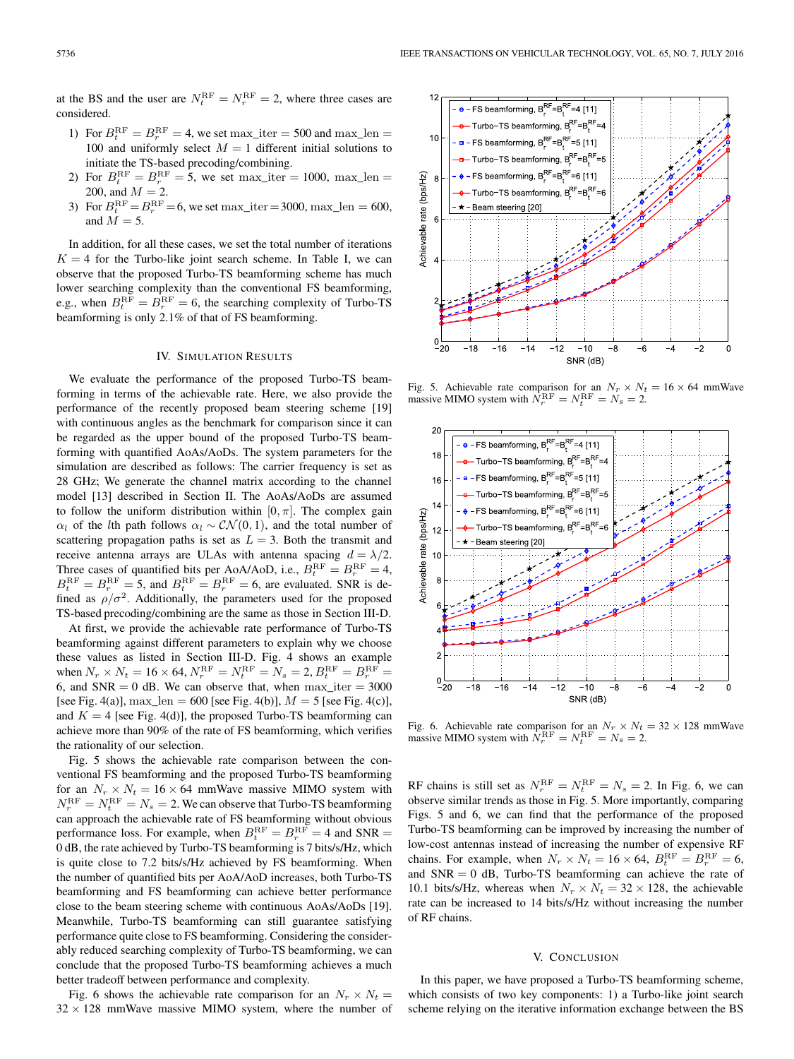at the BS and the user are $N_t^{\rm RF} = N_r^{\rm RF} = 2$, where three cases are considered.

1) For $B_t^{\rm RF} = B_r^{\rm RF} = 4$, we set max_iter = 500 and max_len = 100 and uniformly select $M = 1$ different initial solutions to initiate the TS-based precoding/combining.
2) For $B_t^{\rm RF} = B_r^{\rm RF} = 5$, we set max_iter = 1000, max_len = 200, and $M = 2$.
3) For $B_t^{\rm RF} = B_r^{\rm RF} = 6$, we set max_iter = 3000, max_len = 600, and $M = 5$.

In addition, for all these cases, we set the total number of iterations $K = 4$ for the Turbo-like joint search scheme. In Table I, we can observe that the proposed Turbo-TS beamforming scheme has much lower searching complexity than the conventional FS beamforming, e.g., when $B_t^{\rm RF} = B_r^{\rm RF} = 6$, the searching complexity of Turbo-TS beamforming is only 2.1% of that of FS beamforming.

## IV. Simulation Results

We evaluate the performance of the proposed Turbo-TS beamforming in terms of the achievable rate. Here, we also provide the performance of the recently proposed beam steering scheme [19] with continuous angles as the benchmark for comparison since it can be regarded as the upper bound of the proposed Turbo-TS beamforming with quantified AoAs/AoDs. The system parameters for the simulation are described as follows: The carrier frequency is set as 28 GHz; We generate the channel matrix according to the channel model [13] described in Section II. The AoAs/AoDs are assumed to follow the uniform distribution within $[0, \pi]$. The complex gain $\alpha_l$ of the $l$th path follows $\alpha_l \sim \mathcal{CN}(0, 1)$, and the total number of scattering propagation paths is set as $L = 3$. Both the transmit and receive antenna arrays are ULAs with antenna spacing $d = \lambda/2$. Three cases of quantified bits per AoA/AoD, i.e., $B_t^{\rm RF} = B_r^{\rm RF} = 4$, $B_t^{\rm RF} = B_r^{\rm RF} = 5$, and $B_t^{\rm RF} = B_r^{\rm RF} = 6$, are evaluated. SNR is defined as $\rho/\sigma^2$. Additionally, the parameters used for the proposed TS-based precoding/combining are the same as those in Section III-D.

At first, we provide the achievable rate performance of Turbo-TS beamforming against different parameters to explain why we choose these values as listed in Section III-D. Fig. 4 shows an example when $N_r \times N_t = 16 \times 64$, $N_r^{\rm RF} = N_t^{\rm RF} = N_s = 2$, $B_t^{\rm RF} = B_r^{\rm RF} = 6$, and SNR = 0 dB. We can observe that, when max_iter = 3000 [see Fig. 4(a)], max_len = 600 [see Fig. 4(b)], $M = 5$ [see Fig. 4(c)], and $K = 4$ [see Fig. 4(d)], the proposed Turbo-TS beamforming can achieve more than 90% of the rate of FS beamforming, which verifies the rationality of our selection.

Fig. 5 shows the achievable rate comparison between the conventional FS beamforming and the proposed Turbo-TS beamforming for an $N_r \times N_t = 16 \times 64$ mmWave massive MIMO system with $N_r^{\rm RF} = N_t^{\rm RF} = N_s = 2$. We can observe that Turbo-TS beamforming can approach the achievable rate of FS beamforming without obvious performance loss. For example, when $B_t^{\rm RF} = B_r^{\rm RF} = 4$ and SNR = 0 dB, the rate achieved by Turbo-TS beamforming is 7 bits/s/Hz, which is quite close to 7.2 bits/s/Hz achieved by FS beamforming. When the number of quantified bits per AoA/AoD increases, both Turbo-TS beamforming and FS beamforming can achieve better performance close to the beam steering scheme with continuous AoAs/AoDs [19]. Meanwhile, Turbo-TS beamforming can still guarantee satisfying performance quite close to FS beamforming. Considering the considerably reduced searching complexity of Turbo-TS beamforming, we can conclude that the proposed Turbo-TS beamforming achieves a much better tradeoff between performance and complexity.

Fig. 6 shows the achievable rate comparison for an $N_r \times N_t = 32 \times 128$ mmWave massive MIMO system, where the number of RF chains is still set as $N_r^{\rm RF} = N_t^{\rm RF} = N_s = 2$. In Fig. 6, we can observe similar trends as those in Fig. 5. More importantly, comparing Figs. 5 and 6, we can find that the performance of the proposed Turbo-TS beamforming can be improved by increasing the number of low-cost antennas instead of increasing the number of expensive RF chains. For example, when $N_r \times N_t = 16 \times 64$, $B_t^{\rm RF} = B_r^{\rm RF} = 6$, and SNR = 0 dB, Turbo-TS beamforming can achieve the rate of 10.1 bits/s/Hz, whereas when $N_r \times N_t = 32 \times 128$, the achievable rate can be increased to 14 bits/s/Hz without increasing the number of RF chains.

Fig. 5. Achievable rate comparison for an $N_r \times N_t = 16 \times 64$ mmWave massive MIMO system with $N_r^{\rm RF} = N_t^{\rm RF} = N_s = 2$.

Fig. 6. Achievable rate comparison for an $N_r \times N_t = 32 \times 128$ mmWave massive MIMO system with $N_r^{\rm RF} = N_t^{\rm RF} = N_s = 2$.

## V. Conclusion

In this paper, we have proposed a Turbo-TS beamforming scheme, which consists of two key components: 1) a Turbo-like joint search scheme relying on the iterative information exchange between the BS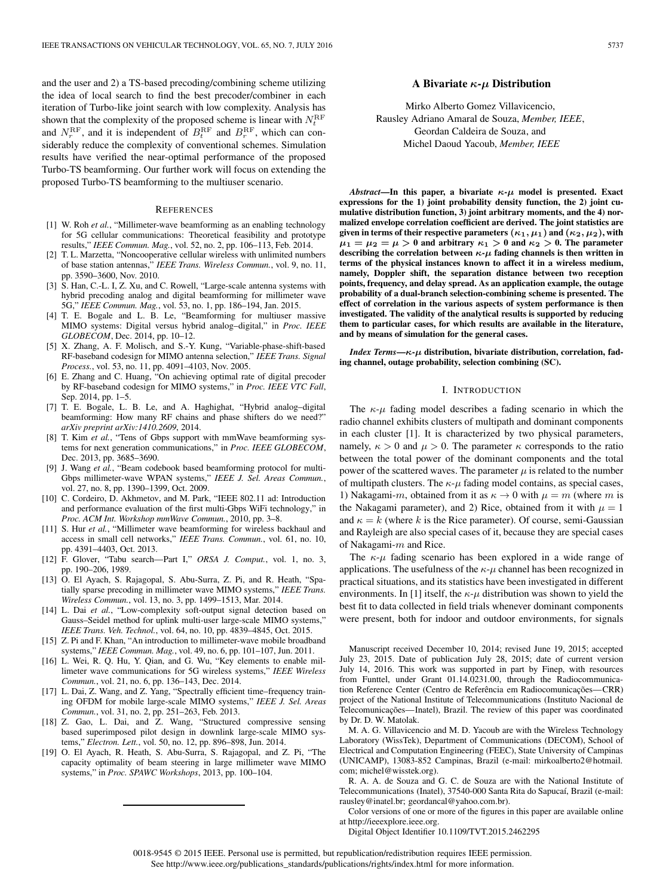and the user and 2) a TS-based precoding/combining scheme utilizing the idea of local search to find the best precoder/combiner in each iteration of Turbo-like joint search with low complexity. Analysis has shown that the complexity of the proposed scheme is linear with $N_t^{\mathrm{RF}}$ and $N_r^{\mathrm{RF}}$, and it is independent of $B_t^{\mathrm{RF}}$ and $B_r^{\mathrm{RF}}$, which can considerably reduce the complexity of conventional schemes. Simulation results have verified the near-optimal performance of the proposed Turbo-TS beamforming. Our further work will focus on extending the proposed Turbo-TS beamforming to the multiuser scenario.

## References

[1] W. Roh *et al.*, "Millimeter-wave beamforming as an enabling technology for 5G cellular communications: Theoretical feasibility and prototype results," *IEEE Commun. Mag.*, vol. 52, no. 2, pp. 106–113, Feb. 2014.

[2] T. L. Marzetta, "Noncooperative cellular wireless with unlimited numbers of base station antennas," *IEEE Trans. Wireless Commun.*, vol. 9, no. 11, pp. 3590–3600, Nov. 2010.

[3] S. Han, C.-L. I, Z. Xu, and C. Rowell, "Large-scale antenna systems with hybrid precoding analog and digital beamforming for millimeter wave 5G," *IEEE Commun. Mag.*, vol. 53, no. 1, pp. 186–194, Jan. 2015.

[4] T. E. Bogale and L. B. Le, "Beamforming for multiuser massive MIMO systems: Digital versus hybrid analog–digital," in *Proc. IEEE GLOBECOM*, Dec. 2014, pp. 10–12.

[5] X. Zhang, A. F. Molisch, and S.-Y. Kung, "Variable-phase-shift-based RF-baseband codesign for MIMO antenna selection," *IEEE Trans. Signal Process.*, vol. 53, no. 11, pp. 4091–4103, Nov. 2005.

[6] E. Zhang and C. Huang, "On achieving optimal rate of digital precoder by RF-baseband codesign for MIMO systems," in *Proc. IEEE VTC Fall*, Sep. 2014, pp. 1–5.

[7] T. E. Bogale, L. B. Le, and A. Haghighat, "Hybrid analog–digital beamforming: How many RF chains and phase shifters do we need?" *arXiv preprint arXiv:1410.2609*, 2014.

[8] T. Kim *et al.*, "Tens of Gbps support with mmWave beamforming systems for next generation communications," in *Proc. IEEE GLOBECOM*, Dec. 2013, pp. 3685–3690.

[9] J. Wang *et al.*, "Beam codebook based beamforming protocol for multi-Gbps millimeter-wave WPAN systems," *IEEE J. Sel. Areas Commun.*, vol. 27, no. 8, pp. 1390–1399, Oct. 2009.

[10] C. Cordeiro, D. Akhmetov, and M. Park, "IEEE 802.11 ad: Introduction and performance evaluation of the first multi-Gbps WiFi technology," in *Proc. ACM Int. Workshop mmWave Commun.*, 2010, pp. 3–8.

[11] S. Hur *et al.*, "Millimeter wave beamforming for wireless backhaul and access in small cell networks," *IEEE Trans. Commun.*, vol. 61, no. 10, pp. 4391–4403, Oct. 2013.

[12] F. Glover, "Tabu search—Part I," *ORSA J. Comput.*, vol. 1, no. 3, pp. 190–206, 1989.

[13] O. El Ayach, S. Rajagopal, S. Abu-Surra, Z. Pi, and R. Heath, "Spatially sparse precoding in millimeter wave MIMO systems," *IEEE Trans. Wireless Commun.*, vol. 13, no. 3, pp. 1499–1513, Mar. 2014.

[14] L. Dai *et al.*, "Low-complexity soft-output signal detection based on Gauss–Seidel method for uplink multi-user large-scale MIMO systems," *IEEE Trans. Veh. Technol.*, vol. 64, no. 10, pp. 4839–4845, Oct. 2015.

[15] Z. Pi and F. Khan, "An introduction to millimeter-wave mobile broadband systems," *IEEE Commun. Mag.*, vol. 49, no. 6, pp. 101–107, Jun. 2011.

[16] L. Wei, R. Q. Hu, Y. Qian, and G. Wu, "Key elements to enable millimeter wave communications for 5G wireless systems," *IEEE Wireless Commun.*, vol. 21, no. 6, pp. 136–143, Dec. 2014.

[17] L. Dai, Z. Wang, and Z. Yang, "Spectrally efficient time–frequency training OFDM for mobile large-scale MIMO systems," *IEEE J. Sel. Areas Commun.*, vol. 31, no. 2, pp. 251–263, Feb. 2013.

[18] Z. Gao, L. Dai, and Z. Wang, "Structured compressive sensing based superimposed pilot design in downlink large-scale MIMO systems," *Electron. Lett.*, vol. 50, no. 12, pp. 896–898, Jun. 2014.

[19] O. El Ayach, R. Heath, S. Abu-Surra, S. Rajagopal, and Z. Pi, "The capacity optimality of beam steering in large millimeter wave MIMO systems," in *Proc. SPAWC Workshops*, 2013, pp. 100–104.

# A Bivariate $\kappa$-$\mu$ Distribution

Mirko Alberto Gomez Villavicencio,
Rausley Adriano Amaral de Souza, *Member, IEEE*,
Geordan Caldeira de Souza, and
Michel Daoud Yacoub, *Member, IEEE*

***Abstract*—In this paper, a bivariate $\kappa$-$\mu$ model is presented. Exact expressions for the 1) joint probability density function, the 2) joint cumulative distribution function, 3) joint arbitrary moments, and the 4) normalized envelope correlation coefficient are derived. The joint statistics are given in terms of their respective parameters $(\kappa_1, \mu_1)$ and $(\kappa_2, \mu_2)$, with $\mu_1 = \mu_2 = \mu > 0$ and arbitrary $\kappa_1 > 0$ and $\kappa_2 > 0$. The parameter describing the correlation between $\kappa$-$\mu$ fading channels is then written in terms of the physical instances known to affect it in a wireless medium, namely, Doppler shift, the separation distance between two reception points, frequency, and delay spread. As an application example, the outage probability of a dual-branch selection-combining scheme is presented. The effect of correlation in the various aspects of system performance is then investigated. The validity of the analytical results is supported by reducing them to particular cases, for which results are available in the literature, and by means of simulation for the general cases.**

***Index Terms*—$\kappa$-$\mu$ distribution, bivariate distribution, correlation, fading channel, outage probability, selection combining (SC).**

## I. Introduction

The $\kappa$-$\mu$ fading model describes a fading scenario in which the radio channel exhibits clusters of multipath and dominant components in each cluster [1]. It is characterized by two physical parameters, namely, $\kappa > 0$ and $\mu > 0$. The parameter $\kappa$ corresponds to the ratio between the total power of the dominant components and the total power of the scattered waves. The parameter $\mu$ is related to the number of multipath clusters. The $\kappa$-$\mu$ fading model contains, as special cases, 1) Nakagami-$m$, obtained from it as $\kappa \to 0$ with $\mu = m$ (where $m$ is the Nakagami parameter), and 2) Rice, obtained from it with $\mu = 1$ and $\kappa = k$ (where $k$ is the Rice parameter). Of course, semi-Gaussian and Rayleigh are also special cases of it, because they are special cases of Nakagami-$m$ and Rice.

The $\kappa$-$\mu$ fading scenario has been explored in a wide range of applications. The usefulness of the $\kappa$-$\mu$ channel has been recognized in practical situations, and its statistics have been investigated in different environments. In [1] itself, the $\kappa$-$\mu$ distribution was shown to yield the best fit to data collected in field trials whenever dominant components were present, both for indoor and outdoor environments, for signals

Manuscript received December 10, 2014; revised June 19, 2015; accepted July 23, 2015. Date of publication July 28, 2015; date of current version July 14, 2016. This work was supported in part by Finep, with resources from Funttel, under Grant 01.14.0231.00, through the Radiocommunication Reference Center (Centro de Referência em Radiocomunicações—CRR) project of the National Institute of Telecommunications (Instituto Nacional de Telecomunicações—Inatel), Brazil. The review of this paper was coordinated by Dr. D. W. Matolak.

M. A. G. Villavicencio and M. D. Yacoub are with the Wireless Technology Laboratory (WissTek), Department of Communications (DECOM), School of Electrical and Computation Engineering (FEEC), State University of Campinas (UNICAMP), 13083-852 Campinas, Brazil (e-mail: mirkoalberto2@hotmail.com; michel@wisstek.org).

R. A. A. de Souza and G. C. de Souza are with the National Institute of Telecommunications (Inatel), 37540-000 Santa Rita do Sapucaí, Brazil (e-mail: rausley@inatel.br; geordancal@yahoo.com.br).

Color versions of one or more of the figures in this paper are available online at http://ieeexplore.ieee.org.

Digital Object Identifier 10.1109/TVT.2015.2462295

0018-9545 © 2015 IEEE. Personal use is permitted, but republication/redistribution requires IEEE permission.
See http://www.ieee.org/publications_standards/publications/rights/index.html for more information.